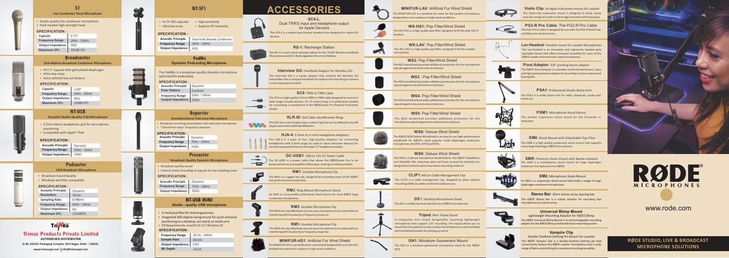## S1

**Live Condenser Vocal Microphone**

- Studio quality live condenser microphone
- Heat treated high-strength head

**SPECIFICATION :**

| | |
|---|---|
| Capsule: | 0.75" |
| Frequency Range: | 20Hz - 20kHz |
| Output Impedance: | 50Ω |
| Maximum SPL: | 151dB SPL |

## Broadcaster

**End-Address Broadcast Condenser Microphone**

- HF2 1" capsule with gold plated diaphragm
- Ultra-low noise
- Voice tailored low-cut feature

**SPECIFICATION :**

| | |
|---|---|
| Capsule: | 1.00" |
| Frequency Range: | 20Hz - 20kHz |
| Output Impedance: | 40Ω |
| Maximum SPL: | 128dB SPL |

## NT-USB

**Versatile Studio-Quality USB Microphone**

- 3.5mm stereo headphone jack for zero-latency monitoring
- Compatible with Apple® iPad

**SPECIFICATION :**

| | |
|---|---|
| Acoustic Principle: | Dynamic |
| Frequency Range: | 70Hz - 15kHz |
| Output Impedance: | 150Ω |

## Podcaster

**USB Broadcast Microphone**

- Broadcast Sound Quality
- Windows and Mac compatible

**SPECIFICATION :**

| | |
|---|---|
| Acoustic Principle: | Dynamic |
| Resolution: | 18-bit |
| Sampling Rate: | 8-48kHz |
| Frequency Range: | 40Hz - 14kHz |
| Output Impedance: | 0Ω |
| Maximum SPL: | 115dBSPL |

**Trimac Products Private Limited**

**AUTHORISED DISTRIBUTOR**

D-40, DSIIDC Packaging Complex, Kirti Nagar, Delhi - 110015,

www.trimacppl.com | info@trimacppl.com

## NT-SF1

- 4 x TF-45C capsules
- Ultra low noise
- High sensitivity
- Superior RF immunity

**SPECIFICATION :**

| | |
|---|---|
| Acoustic Principle: | Externally Biased Condenser |
| Frequency Range: | 20Hz - 20kHz |
| Output Impedance: | 63Ω |

## PodMic

**Dynamic Podcasting Microphone**

The PodMic is a broadcast-quality dynamic microphone optimised for podcasting.

**SPECIFICATION :**

| | |
|---|---|
| Acoustic Principle: | Dynamic |
| Polar Pattern: | Cardioid |
| Frequency Range: | 20Hz ~ 20kHz |
| Output Impedance: | 320Ω |

## Reporter

**Omnidirectional Interview Microphone**

- Broadcast recording presentation and interview microphone
- "Tailored for voice" frequency response

**SPECIFICATION :**

| | |
|---|---|
| Acoustic Principle: | Dynamic |
| Frequency Range: | 70Hz - 15kHz |
| Output Impedance: | 150Ω |

## Procaster

**Broadcast Quality Dynamic Microphone**

- Broadcast quality sound
- Internal shock mounting of capsule for low handling noise

**SPECIFICATION :**

| | |
|---|---|
| Acoustic Principle: | Dynamic |
| Frequency Range: | 75Hz - 18kHz |
| Output Impedance: | 320Ω |

## NT-USB MINI

**Studio - quality USB microphone**

- In-built pop filter for reducing plosives.
- Integrated 360-degree swing mount for quick and easy positioning on a desktop, mic stand, or studio arm.
- OS Requirements-macOS 10.12 / Window 10

**SPECIFICATION :**

| | |
|---|---|
| Frequency Range: | 20 Hz - 20kHz |
| Sample Rate: | 48 kHz |
| Output Impedance: | 63Ω |
| Bit Depth: | 24-bit |

# ACCESSORIES

**SC6-L:** Dual TRRS input and headphone output for Apple Devices

The SC6-L is a simple input/output breakout box designed for Apple iOS devices.

**RS-1:** Recharge Station

The RS-1 is a twin-dock recharge station for the TX-M2 Wireless Handheld Microphone and LB-1 Rechargeable Lithium-Ion Battery.

**Interview GO:** Handheld Adaptor for Wireless GO

The Interview GO is a handy adaptor that converts the Wireless GO transmitter into a compact handheld microphone for reporting to-camera or interviewing in the field.

**SC9:** TRRS to TRRS Cable

The SC9 is a high quality 3.5mm TRRS to TRRS cable designed to connect a wide range of audio devices. At 1.5 metres long, it is particularly suitable for connecting a smartphone to the RØDECaster Pro Podcast Production Studio.

**XLR-ID:** XLR Cable Identification Rings

The XLR-ID is a set of eight colour-coded rings that can be affixed to any XLR plug to assist with cable identification.

**HJA-4:** 3.5mm to ¼-inch Headphone Adaptors

The HJA-4 is a pack of four high-quality adaptors for converting headphones with 3.5mm plugs (as used on most consumer devices) for use with equipment that has the larger ¼" headphone sockets.

**DC-USB1:** USB to 12V DC Power Cable

The DC-USB1 is a power cable that allows the RØDECaster Pro to be powered from any compatible USB output, making it entirely portable.

**RM1:** Durable Microphone Clip

The RM1 is a rugged mic clip, designed for mounting many of the RØDE live performance microphones.

**RM2:** Ring-Mount Microphone Stand

he RM2 is a low profile professional stand mount for most RØDE large condenser microphones.

**RM3:** Durable Microphone Clip

The RM3 mic clip effectively secures your microphone to its stand without interfering with its polarity or frequency response.

**RM5:** Durable Microphone Clip

The RM5 mic clip effectively secures your microphone to its stand without interfering with its polarity or frequency response.

**MINIFUR-HS1:** Artificial Fur Wind Shield

The MINIFUR-HS1 is an artificial fur wind shield designed for us on the HS1 headset microphone in outdoor or high wind conditions.

**MINIFUR-LAV:** Artificial Fur Wind Shield

The MINIFUR-LAV is a synthetic fur cover for the Lavalier microphone, designed for use in outdoor or high-wind conditions.

**WS-HS1:** Pop Filter/Wind Shield

The WS-HS1 is a high quality pop filter, designed to fit the pink HS1-P headset.

**WS-LAV:** Pop Filter/Wind Shield

The WS-LAV is a high quality pop filter, designed to fit the Lavalier microphone.

**WS2:** Pop Filter/Wind Shield

The WS2 windshield provides additional protection for the microphone capsule against any wind noise or plosives.

**WS3 :** Pop Filter/Wind Shield

The WS3 windshield provides additional protection for the microphone capsule against any wind noise or plosives.

**WS4:** Pop Filter/Wind Shield

The WS4 windshield provides additional protection for the microphone capsule against any wind noise or plosives.

**WS5:** Pop Filter/Wind Shield

The WS5 windshield provides additional protection for the microphone capsule against any wind noise or plosives.

**WS8:** Deluxe Wind Shield

The RØDE WS8 Deluxe Windshield is an easy to use high-performance windshield for RØDE's most popular small diaphragm condenser microphones, the NT5, NT55 and NT6.

**WS9:** Deluxe Wind Shield

The WS9 is a deluxe microphone windshield for the RØDE VideoMicro and VideoMic Me, featuring open-cell foam covered by synthetic fur designed to minimise wind noise when recording outdoors.

**CLIP1:** MiCon Cable Management Clip

The CLIP1 is a cable management clip, designed to allow optimal mounting of MiCon cables on the microphone user.

**DS1:** Desktop Microphone Stand

The DS1 is a table top desk stand for your RØDE microphones.

**Tripod:** Mini Tripod Stand

A collapsible mini tripod designed for mounting lightweight microphones that support 1/4" mounting. The tripod allows you to mount the microphone on any surface that will give you a concentrated and centralized location for picking up sound.

**GN1:** Miniature Gooseneck Mount

The GN1 is a miniature gooseneck microphone stand for the RØDE NT6.

**Violin Clip:** Stringed instrument mount for Lavalier

The Violin-Clip suspension mount is designed to easily clamp onto the strings of a violin in the bridge area behind the top plate.

**PG2-R Pro Cable:** The PG2-R Pro Cable

The PG2-R Pro Cable is designed for use with the PG2-R Pistol Grip and SM series shock mounts.

**Lav-Headset:** Headset mount for Lavalier Microphones

The Lav-Headset is an innovative and ergonomic headset-style wearable mount that offers increased versatility for users of the RØDE Lavalier and smartLav+ lapel microphones.

**Pivot Adaptor:** 3/8" pivoting boom adaptor

The RØDE Pivot Adaptor is a durable machined-aluminium, brass and high-grade polymer adaptor for mounting on boom stands and boompoles.

**PSA1:** Professional Studio Boom Arm

The PSA1 is a studio boom arm for radio, broadcast, studio and home use.

**PSM1:** Microphone Shock Mount

The perfect suspension shock mount for the Procaster or Podcaster.

**SM6:** Shock Mount with Detachable Pop Filter

The SM6 is a high quality suspension shock mount that supports many large diaphragm RØDE microphones.

**SMR:** Premium shock mount with Rycote onboard

The SMR is a revolutionary shock mount for large diaphragm condenser microphones from RØDE.

**SM2:** Microphone Shock Mount

he SM2 is a suspension shock mount that holds a range of large diaphragm condenser microphones.

**Stereo Bar:** 20cm stereo array spacing bar

The RØDE Stereo Bar is a robust solution for mounting two microphones in a stereo array.

**Universal Blimp Mount**

Lightweight Mounting Adaptor for RØDE Blimp

The RØDE Universal Blimp Mount is an interchangeable mounting adaptor for the RØDE Blimp windshield shock mounting system.

**Vampire Clip**

Double-Toothed Clothing Pin Mount for Lavalier

The RØDE Vampire Clip is a double-toothed clothing pin that conveniently fastens the RØDE Lavalier microphone onto a wide range of fabric and clothing for complete mounting versatility.

**RØDE MICROPHONES**

www.rode.com

**RØDE STUDIO, LIVE & BROADCAST MICROPHONE SOLUTIONS**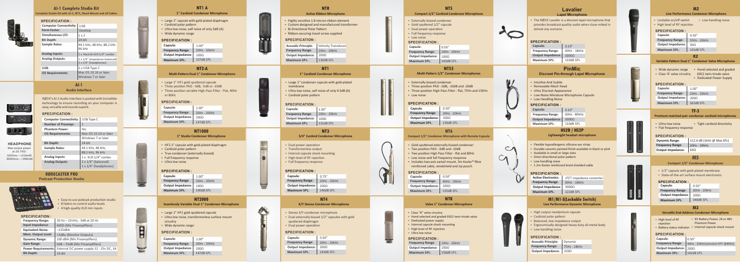## AI-1 Complete Studio Kit

**Complete Studio Kit with AI-1, NT1, Shock Mount and all Cables**

**SPECIFICATION :**

| | |
|---|---|
| Computer Connectivity: | USB |
| Form Factor: | Desktop |
| Simultaneous I/O: | 1 x 2 |
| Bit Depth: | 24-bit |
| Sample Rates: | 44.1 kHz, 48 kHz, 88.2 kHz 96 kHz |
| Analog Inputs: | 1 x Neutrik XLR-1/4" combo |
| Analog Outputs: | 2 x 1/4" (impedance balanced) 1 x 1/4" (headphones) |
| USB: | 1 x USB Type C |
| OS Requirements: | Mac OS 10.10 or later Windows 7 or later |

## AI-1

**Audio Interface**

RØDE's AI-1 Audio Interface is packed with incredible technology to ensure recording on your computer is easy, versatile and sounds superb.

**SPECIFICATION :**

| | |
|---|---|
| Computer Connectivity: | USB Type C |
| Number of Preamps: | 1 |
| Phantom Power: | Yes |
| OS Requirements: | Mac OS 10.10 or later Windows 7 or later |
| Bit Depth: | 24-bit |
| Sample Rates: | 44.1 kHz, 48 kHz, 88.2 kHz, 96 kHz |
| Analog Inputs: | 1 x XLR-1/4" combo |
| Analog Outputs: | 2 x 1/4" (balanced) 1 x 1/4" (headphones) |

**HEADPHONE**
Max output power at 1% THD:
32Ohms – >210mW
300Ohms – >390mW

## RØDECASTER PRO

**Podcast Production Studio**

- Easy-to-use podcast production studio
- 8 faders to control audio levels
- 4 high-quality XLR mic inputs

**SPECIFICATION :**

| | |
|---|---|
| Frequency Range: | 20 Hz – 20 kHz, -3dB at 20 Hz |
| Input Impedance: | 600Ω (Mic Preamplifiers) |
| Equivalent Noise: | −125dBA |
| Mxm. Output Level: | +3dBu (Monitor Outputs) |
| Dynamic Range: | 100 dBA (Mic Preamplifiers) |
| Gain Range: | 0dB – 55dB (Mic Preamplifiers) |
| Power Requirements: | External DC power supply 12 - 15v DC, 3A |
| Bit Depth: | 24-Bit |

## NT1 A

**1" Cardioid Condenser Microphone**

- Large 1" capsule with gold plated diaphragm
- Cardioid polar pattern
- Ultra low noise, self noise of only 5dB (A)
- Wide dynamic range

**SPECIFICATION :**

| | |
|---|---|
| Capsule: | 1.00" |
| Frequency Range: | 20Hz - 20kHz |
| Output Impedance: | 100Ω |
| Maximum SPL: | 137dB SPL |

## NT2-A

**Multi-Pattern Dual 1" Condenser Microphone**

- Large 1" HF1 gold sputtered capsule
- Three position PAD - 0dB, -5dB or -10dB
- Three position variable High-Pass Filter - Flat, 40Hz or 80Hz

**SPECIFICATION :**

| | |
|---|---|
| Capsule: | 1.00" |
| Frequency Range: | 20Hz - 20kHz |
| Output Impedance: | 200Ω |
| Maximum SPL: | 147dB SPL |

## NT1000

**1" Studio Condenser Microphone**

- HF2 1" capsule with gold-plated diaphragm
- Cardioid polar pattern
- True condenser (externally biased)
- Full frequency response
- Ultra low noise

**SPECIFICATION :**

| | |
|---|---|
| Capsule: | 1.00" |
| Frequency Range: | 20Hz - 20kHz |
| Output Impedance: | 100Ω |
| Maximum SPL: | 140dB SPL |

## NT2000

**Seamlessly Variable Dual 1" Condenser Microphone**

- Large 1" HF1 gold sputtered capsule
- Ultra low noise, transformerless surface mount circuitry
- Wide dynamic range

**SPECIFICATION :**

| | |
|---|---|
| Capsule: | 1.00" |
| Frequency Range: | 20Hz - 20kHz |
| Output Impedance: | 200Ω |
| Maximum SPL: | 147dB SPL |

## NTR

**Active Ribbon Microphone**

- Highly sensitive 1.8 micron ribbon element
- Custom designed and manufactured transformer
- Bi-Directional Polar Pattern
- Ribbon-securing travel screw supplied

**SPECIFICATION :**

| | |
|---|---|
| Acoustic Principle: | Velocity Transducer |
| Frequency Range: | 20Hz - 20kHz |
| Output Impedance: | 200Ω |
| Maximum SPL: | 130dB SPL |

## NT1

**1" Cardioid Condenser Microphone**

- Large 1" condenser capsule with gold-plated membrane
- Ultra-low noise, self noise of only 4.5dB (A)
- Cardioid polar pattern

**SPECIFICATION :**

| | |
|---|---|
| Capsule: | 1.00" |
| Frequency Range: | 20Hz - 20kHz |
| Output Impedance: | 100Ω |
| Maximum SPL: | 132dB SPL |

## NT3

**3/4" Cardioid Condenser Microphone**

- Dual power operation
- Transformerless output
- Internal capsule shock mounting
- High level of RF rejection
- Full frequency response

**SPECIFICATION :**

| | |
|---|---|
| Capsule: | 0.75" |
| Frequency Range: | 20Hz - 20kHz |
| Output Impedance: | 200Ω |
| Maximum SPL: | 140dB SPL |

## NT4

**X/Y Stereo Condenser Microphone**

- Stereo X/Y condenser microphone
- Dual externally biased 1/2" capsules with gold sputtered diaphragm
- Dual power operation

**SPECIFICATION :**

| | |
|---|---|
| Capsule: | 0.50" |
| Frequency Range: | 20Hz - 20kHz |
| Output Impedance: | 200Ω |
| Maximum SPL: | 143dB SPL |

## NT5

**Compact 1/2" Cardioid Condenser Microphone**

- Externally biased condenser
- Gold sputtered 1/2" capsule
- Dual power operation
- Full frequency response
- Low noise

**SPECIFICATION :**

| | |
|---|---|
| Capsule: | 0.50" |
| Frequency Range: | 20Hz - 20kHz |
| Output Impedance: | 100Ω |
| Maximum SPL: | 143dB SPL |

## NT55

**Multi-Pattern 1/2" Condenser Microphones**

- Externally biased condenser
- Three position PAD - 0dB, -10dB and -20dB
- Three position High-Pass Filter - flat, 75Hz and 150Hz
- Low noise

**SPECIFICATION :**

| | |
|---|---|
| Capsule: | 0.50" |
| Frequency Range: | 20Hz - 20kHz |
| Output Impedance: | 100Ω |
| Maximum SPL: | 136dB SPL |

## NT6

**Compact 1/2" Condenser Microphone with Remote Capsule**

- Gold sputtered externally biased condenser
- Two position PAD - 0dB and -10dB
- Two position High Pass Filter - flat and 80Hz
- Low noise and full frequency response
- Includes two-axis swivel mount, 3m Kevlar® fibre reinforced cable, windshield and zip pouch

**SPECIFICATION :**

| | |
|---|---|
| Capsule: | 0.50" |
| Frequency Range: | 40Hz - 20kHz |
| Output Impedance: | 200Ω |
| Maximum SPL: | 135dB SPL |

## NTK

**Valve 1" Condenser Microphone**

- Class "A" valve circuitry
- Hand selected and graded 6922 twin-triode valve
- Dedicated power supply
- Internal capsule shock mounting
- High level of RF rejection
- Ultra low noise

**SPECIFICATION :**

| | |
|---|---|
| Frequency Range: | 20Hz - 20kHz |
| Output Impedance: | 200Ω |
| Maximum SPL: | 158dB SPL |

## Lavalier

**Lapel Microphone**

- The RØDE Lavalier is a discreet lapel microphone that provides broadcast-quality audio when close-miked in almost any scenario.

**SPECIFICATION :**

| | |
|---|---|
| Capsule: | 0.10" |
| Frequency Range: | 60Hz - 18kHz |
| Output Impedance: | 3000Ω |
| Maximum SPL: | 110dB SPL |

## PinMic

**Discreet Pin-through Lapel Microphone**

- Intuitive And Subtle
- Removable Mesh Head
- Ultra Discreet Appearance
- Low Noise Miniature Microphone Capsule
- Low Handling Noise

**SPECIFICATION :**

| | |
|---|---|
| Capsule: | 0.10" |
| Frequency Range: | 60Hz - 80kHz |
| Output Impedance: | 3000Ω |
| Maximum SPL: | 110dB SPL |

## HS2B / HS2P

**Lightweight headset microphone**

- Flexible hypoallergenic silicone ear strips
- Durable ceramic painted finish available in black or pink
- Available in small or large sizes
- Omni-directional polar pattern
- Low handling noise
- 1.2m Kevlar reinforced braid shielded cable

**SPECIFICATION :**

| | |
|---|---|
| Active Electronics: | JFET impedance converter |
| Frequency Range: | 60Hz - 18kHz |
| Output Impedance: | 3000Ω |
| Maximum SPL: | 122dB SPL |

## M1/M1-S(Lockable Switch)

**Live Performance Dynamic Microphone**

- High output neodymium capsule
- Cardioid polar pattern
- Balanced, low impedance output
- Ergonomically designed heavy duty all-metal body
- Low handling noise

**SPECIFICATION :**

| | |
|---|---|
| Acoustic Principle: | Dynamic |
| Frequency Range: | 75Hz - 18kHz |
| Output Impedance: | 320Ω |

## M2

**Live Performance Condenser Microphone**

- Lockable on/off switch
- High level of RF rejection
- Low handling noise

**SPECIFICATION :**

| | |
|---|---|
| Capsule: | 0.50" |
| Frequency Range: | 35Hz - 20kHz |
| Output Impedance: | 50Ω |
| Maximum SPL: | 141dB SPL |

## K2

**Variable Pattern Dual 1" Condenser Valve Microphone**

- Wide dynamic range
- Class 'A' valve circuitry
- Hand-selected and graded 6922 twin-triode valve
- Dedicated Power Supply

**SPECIFICATION :**

| | |
|---|---|
| Capsule: | 1.00" |
| Frequency Range: | 20Hz - 20kHz |
| Output Impedance: | 200Ω |
| Maximum SPL: | 162dB SPL |

## TF-5

**Premium matched pair condenser cardioid microphones**

- Ultra-low noise
- Tight cardioid directivity
- Flat frequency response

**SPECIFICATION :**

| | |
|---|---|
| Dynamic Range: | 112.6 dB (1kHz @ Max SPL) |
| Frequency Range: | 20Hz - 20kHz |
| Output Impedance: | 63Ω |

## M5

**Compact 1/2" Condenser Microphone**

- 1/2" capsule with gold-plated membrane
- State-of-the-art surface mount electronics

**SPECIFICATION :**

| | |
|---|---|
| Capsule: | 0.50" |
| Frequency Range: | 20Hz - 20kHz |
| Output Impedance: | 200Ω |
| Maximum SPL: | 140dB SPL |

## M3

**Versatile End-Address Condenser Microphone**

- High level of RF rejection
- Battery status indicator
- 9V Battery Power, 24 or 48V Phantom Power
- Internal capsule shock mount

**SPECIFICATION :**

| | |
|---|---|
| Capsule: | 0.50" |
| Frequency Range: | 40Hz - 20kHz(selected HPF @80Hz) |
| Output Impedance: | 200Ω |
| Maximum SPL: | 142dB SPL |